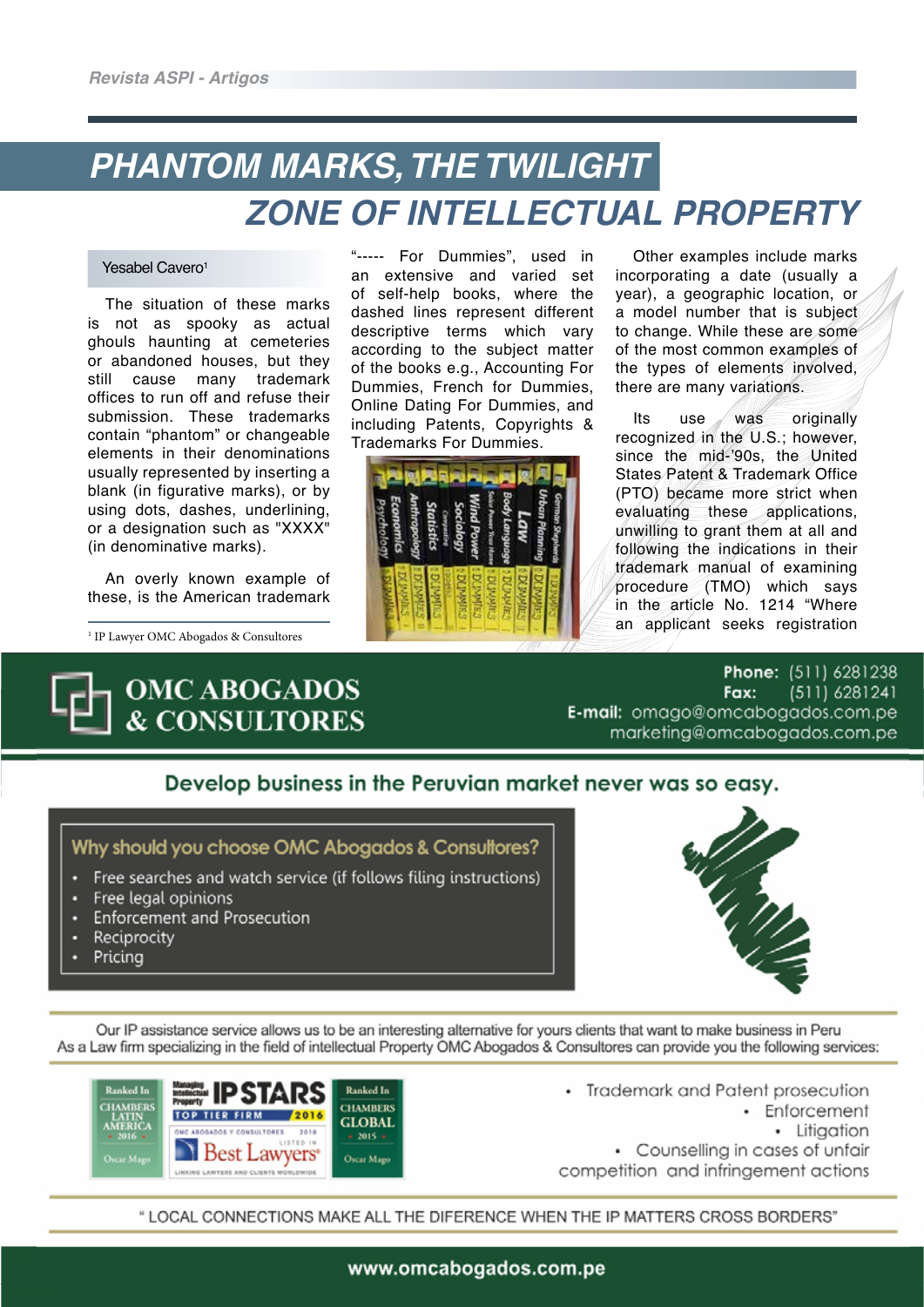# PHANTOM MARKS, THE TWILIGHT ZONE OF INTELLECTUAL PROPERTY

Yesabel Cavero[1]

The situation of these marks is not as spooky as actual ghouls haunting at cemeteries or abandoned houses, but they still cause many trademark offices to run off and refuse their submission. These trademarks contain "phantom" or changeable elements in their denominations usually represented by inserting a blank (in figurative marks), or by using dots, dashes, underlining, or a designation such as "XXXX" (in denominative marks).

An overly known example of these, is the American trademark "----- For Dummies", used in an extensive and varied set of self-help books, where the dashed lines represent different descriptive terms which vary according to the subject matter of the books e.g., Accounting For Dummies, French for Dummies, Online Dating For Dummies, and including Patents, Copyrights & Trademarks For Dummies.

Other examples include marks incorporating a date (usually a year), a geographic location, or a model number that is subject to change. While these are some of the most common examples of the types of elements involved, there are many variations.

Its use was originally recognized in the U.S.; however, since the mid-'90s, the United States Patent & Trademark Office (PTO) became more strict when evaluating these applications, unwilling to grant them at all and following the indications in their trademark manual of examining procedure (TMO) which says in the article No. 1214 "Where an applicant seeks registration

[1] IP Lawyer OMC Abogados & Consultores

---

**OMC ABOGADOS & CONSULTORES**

**Phone:** (511) 6281238
**Fax:** (511) 6281241
**E-mail:** omago@omcabogados.com.pe
marketing@omcabogados.com.pe

**Develop business in the Peruvian market never was so easy.**

**Why should you choose OMC Abogados & Consultores?**

- Free searches and watch service (if follows filing instructions)
- Free legal opinions
- Enforcement and Prosecution
- Reciprocity
- Pricing

Our IP assistance service allows us to be an interesting alternative for yours clients that want to make business in Peru
As a Law firm specializing in the field of intellectual Property OMC Abogados & Consultores can provide you the following services:

Ranked In CHAMBERS LATIN AMERICA 2016 Oscar Mago — Managing Intellectual Property IP STARS TOP TIER FIRM 2016 — OMC ABOGADOS Y CONSULTORES 2016 LISTED IN Best Lawyers — Ranked In CHAMBERS GLOBAL 2015 Oscar Mago

- Trademark and Patent prosecution
- Enforcement
- Litigation
- Counselling in cases of unfair competition and infringement actions

" LOCAL CONNECTIONS MAKE ALL THE DIFERENCE WHEN THE IP MATTERS CROSS BORDERS"

www.omcabogados.com.pe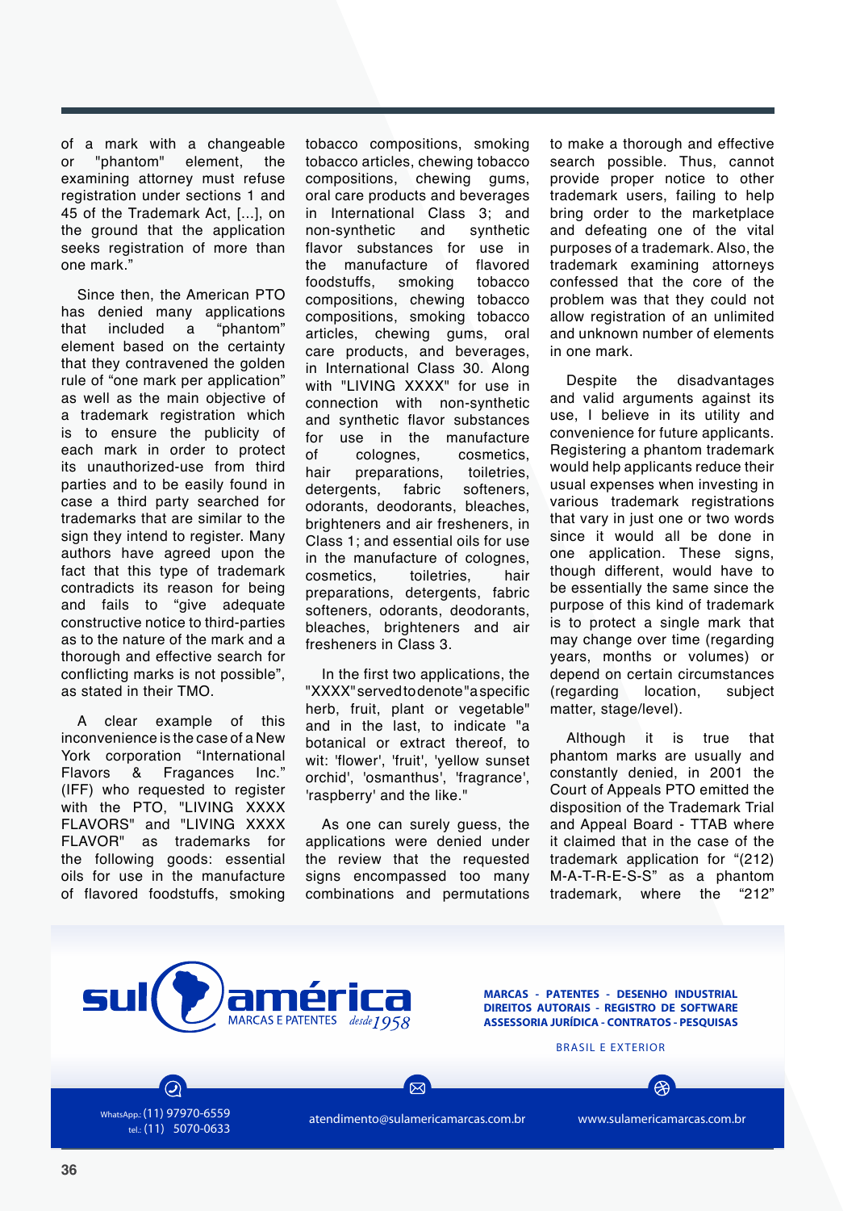of a mark with a changeable or "phantom" element, the examining attorney must refuse registration under sections 1 and 45 of the Trademark Act, [...], on the ground that the application seeks registration of more than one mark."

Since then, the American PTO has denied many applications that included a "phantom" element based on the certainty that they contravened the golden rule of "one mark per application" as well as the main objective of a trademark registration which is to ensure the publicity of each mark in order to protect its unauthorized-use from third parties and to be easily found in case a third party searched for trademarks that are similar to the sign they intend to register. Many authors have agreed upon the fact that this type of trademark contradicts its reason for being and fails to "give adequate constructive notice to third-parties as to the nature of the mark and a thorough and effective search for conflicting marks is not possible", as stated in their TMO.

A clear example of this inconvenience is the case of a New York corporation "International Flavors & Fragances Inc." (IFF) who requested to register with the PTO, "LIVING XXXX FLAVORS" and "LIVING XXXX FLAVOR" as trademarks for the following goods: essential oils for use in the manufacture of flavored foodstuffs, smoking tobacco compositions, smoking tobacco articles, chewing tobacco compositions, chewing gums, oral care products and beverages in International Class 3; and non-synthetic and synthetic flavor substances for use in the manufacture of flavored foodstuffs, smoking tobacco compositions, chewing tobacco compositions, smoking tobacco articles, chewing gums, oral care products, and beverages, in International Class 30. Along with "LIVING XXXX" for use in connection with non-synthetic and synthetic flavor substances for use in the manufacture of colognes, cosmetics, hair preparations, toiletries, detergents, fabric softeners, odorants, deodorants, bleaches, brighteners and air fresheners in Class 1; and essential oils for use in the manufacture of colognes, cosmetics, toiletries, hair preparations, detergents, fabric softeners, odorants, deodorants, bleaches, brighteners and air fresheners in Class 3.

In the first two applications, the "XXXX" served to denote "a specific herb, fruit, plant or vegetable" and in the last, to indicate "a botanical or extract thereof, to wit: 'flower', 'fruit', 'yellow sunset orchid', 'osmanthus', 'fragrance', 'raspberry' and the like."

As one can surely guess, the applications were denied under the review that the requested signs encompassed too many combinations and permutations to make a thorough and effective search possible. Thus, cannot provide proper notice to other trademark users, failing to help bring order to the marketplace and defeating one of the vital purposes of a trademark. Also, the trademark examining attorneys confessed that the core of the problem was that they could not allow registration of an unlimited and unknown number of elements in one mark.

Despite the disadvantages and valid arguments against its use, I believe in its utility and convenience for future applicants. Registering a phantom trademark would help applicants reduce their usual expenses when investing in various trademark registrations that vary in just one or two words since it would all be done in one application. These signs, though different, would have to be essentially the same since the purpose of this kind of trademark is to protect a single mark that may change over time (regarding years, months or volumes) or depend on certain circumstances (regarding location, subject matter, stage/level).

Although it is true that phantom marks are usually and constantly denied, in 2001 the Court of Appeals PTO emitted the disposition of the Trademark Trial and Appeal Board - TTAB where it claimed that in the case of the trademark application for "(212) M-A-T-R-E-S-S" as a phantom trademark, where the "212"

sul américa MARCAS E PATENTES desde 1958

MARCAS - PATENTES - DESENHO INDUSTRIAL
DIREITOS AUTORAIS - REGISTRO DE SOFTWARE
ASSESSORIA JURÍDICA - CONTRATOS - PESQUISAS

BRASIL E EXTERIOR

WhatsApp: (11) 97970-6559
tel.: (11) 5070-0633

atendimento@sulamericamarcas.com.br

www.sulamericamarcas.com.br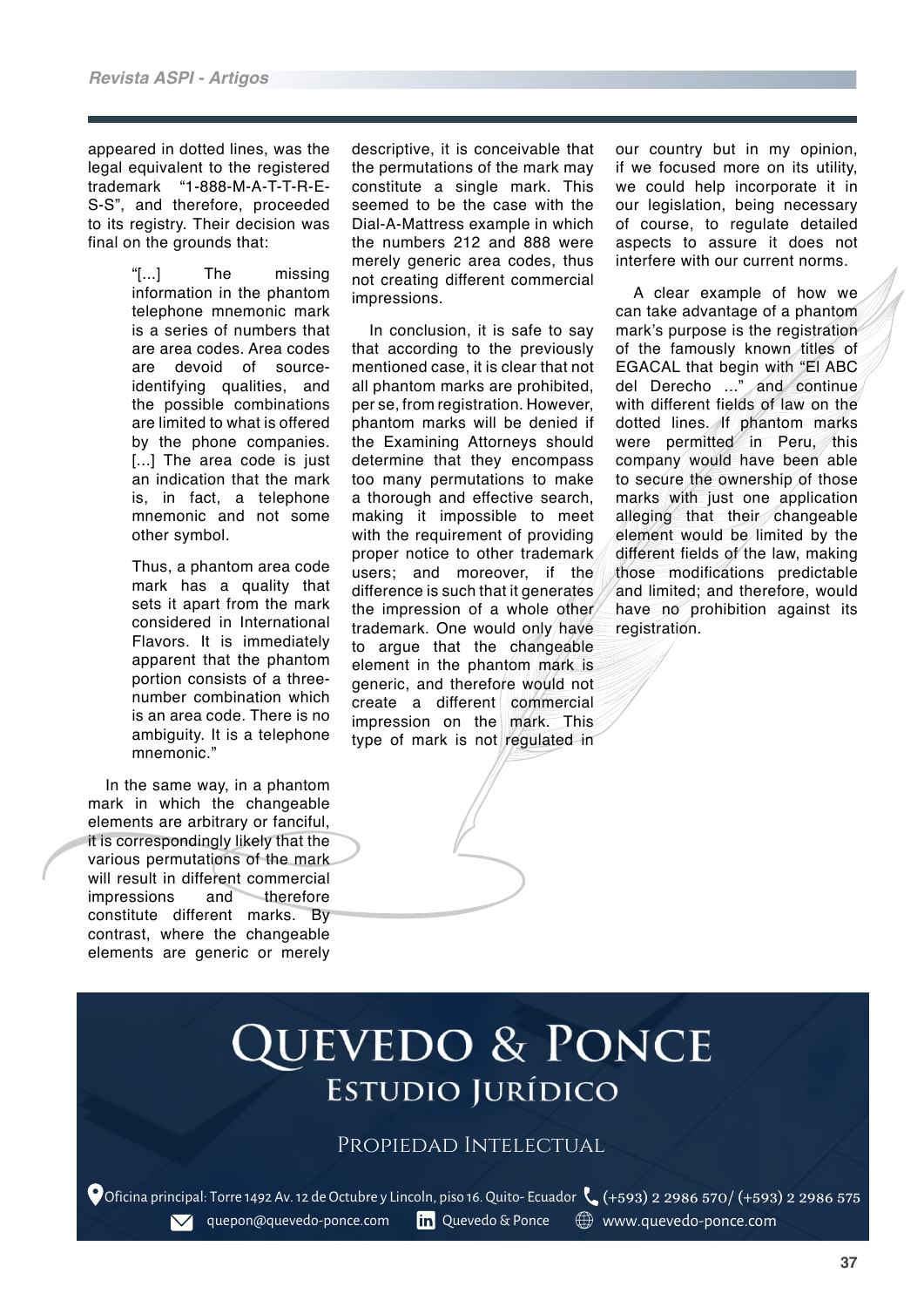appeared in dotted lines, was the legal equivalent to the registered trademark "1-888-M-A-T-T-R-E-S-S", and therefore, proceeded to its registry. Their decision was final on the grounds that:

> "[...] The missing information in the phantom telephone mnemonic mark is a series of numbers that are area codes. Area codes are devoid of source-identifying qualities, and the possible combinations are limited to what is offered by the phone companies. [...] The area code is just an indication that the mark is, in fact, a telephone mnemonic and not some other symbol.
>
> Thus, a phantom area code mark has a quality that sets it apart from the mark considered in International Flavors. It is immediately apparent that the phantom portion consists of a three-number combination which is an area code. There is no ambiguity. It is a telephone mnemonic."

In the same way, in a phantom mark in which the changeable elements are arbitrary or fanciful, it is correspondingly likely that the various permutations of the mark will result in different commercial impressions and therefore constitute different marks. By contrast, where the changeable elements are generic or merely descriptive, it is conceivable that the permutations of the mark may constitute a single mark. This seemed to be the case with the Dial-A-Mattress example in which the numbers 212 and 888 were merely generic area codes, thus not creating different commercial impressions.

In conclusion, it is safe to say that according to the previously mentioned case, it is clear that not all phantom marks are prohibited, per se, from registration. However, phantom marks will be denied if the Examining Attorneys should determine that they encompass too many permutations to make a thorough and effective search, making it impossible to meet with the requirement of providing proper notice to other trademark users; and moreover, if the difference is such that it generates the impression of a whole other trademark. One would only have to argue that the changeable element in the phantom mark is generic, and therefore would not create a different commercial impression on the mark. This type of mark is not regulated in our country but in my opinion, if we focused more on its utility, we could help incorporate it in our legislation, being necessary of course, to regulate detailed aspects to assure it does not interfere with our current norms.

A clear example of how we can take advantage of a phantom mark's purpose is the registration of the famously known titles of EGACAL that begin with "El ABC del Derecho ..." and continue with different fields of law on the dotted lines. If phantom marks were permitted in Peru, this company would have been able to secure the ownership of those marks with just one application alleging that their changeable element would be limited by the different fields of the law, making those modifications predictable and limited; and therefore, would have no prohibition against its registration.

# QUEVEDO & PONCE
## ESTUDIO JURÍDICO

PROPIEDAD INTELECTUAL

Oficina principal: Torre 1492 Av. 12 de Octubre y Lincoln, piso 16. Quito- Ecuador (+593) 2 2986 570/ (+593) 2 2986 575

quepon@quevedo-ponce.com Quevedo & Ponce www.quevedo-ponce.com